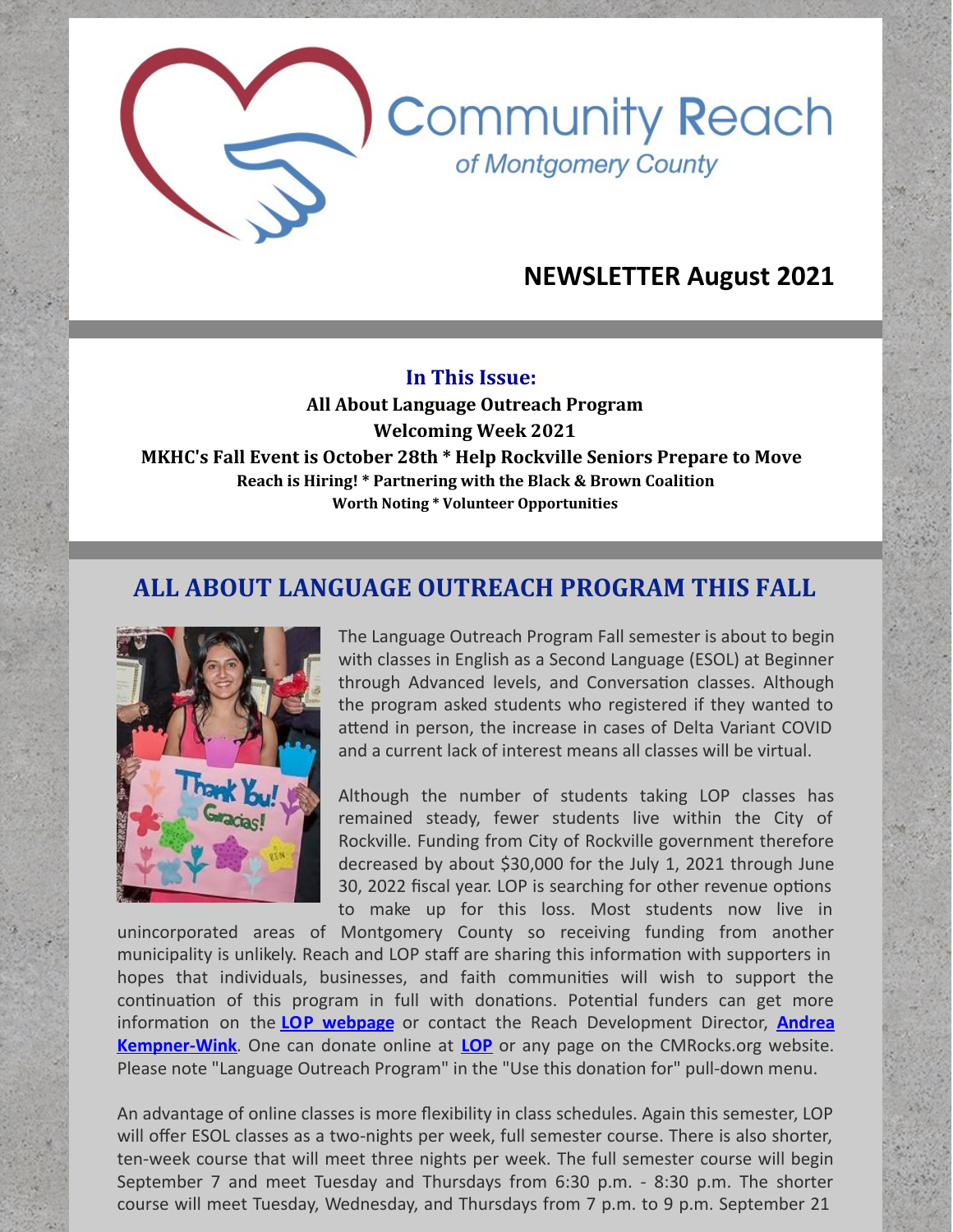# Community Reach of Montgomery County

## NEWSLETTER August 2021

### In This Issue:

**All About Language Outreach Program**
**Welcoming Week 2021**
**MKHC's Fall Event is October 28th * Help Rockville Seniors Prepare to Move**
**Reach is Hiring! * Partnering with the Black & Brown Coalition**
**Worth Noting * Volunteer Opportunities**

## ALL ABOUT LANGUAGE OUTREACH PROGRAM THIS FALL

The Language Outreach Program Fall semester is about to begin with classes in English as a Second Language (ESOL) at Beginner through Advanced levels, and Conversation classes. Although the program asked students who registered if they wanted to attend in person, the increase in cases of Delta Variant COVID and a current lack of interest means all classes will be virtual.

Although the number of students taking LOP classes has remained steady, fewer students live within the City of Rockville. Funding from City of Rockville government therefore decreased by about $30,000 for the July 1, 2021 through June 30, 2022 fiscal year. LOP is searching for other revenue options to make up for this loss. Most students now live in unincorporated areas of Montgomery County so receiving funding from another municipality is unlikely. Reach and LOP staff are sharing this information with supporters in hopes that individuals, businesses, and faith communities will wish to support the continuation of this program in full with donations. Potential funders can get more information on the **LOP webpage** or contact the Reach Development Director, **Andrea Kempner-Wink**. One can donate online at **LOP** or any page on the CMRocks.org website. Please note "Language Outreach Program" in the "Use this donation for" pull-down menu.

An advantage of online classes is more flexibility in class schedules. Again this semester, LOP will offer ESOL classes as a two-nights per week, full semester course. There is also shorter, ten-week course that will meet three nights per week. The full semester course will begin September 7 and meet Tuesday and Thursdays from 6:30 p.m. - 8:30 p.m. The shorter course will meet Tuesday, Wednesday, and Thursdays from 7 p.m. to 9 p.m. September 21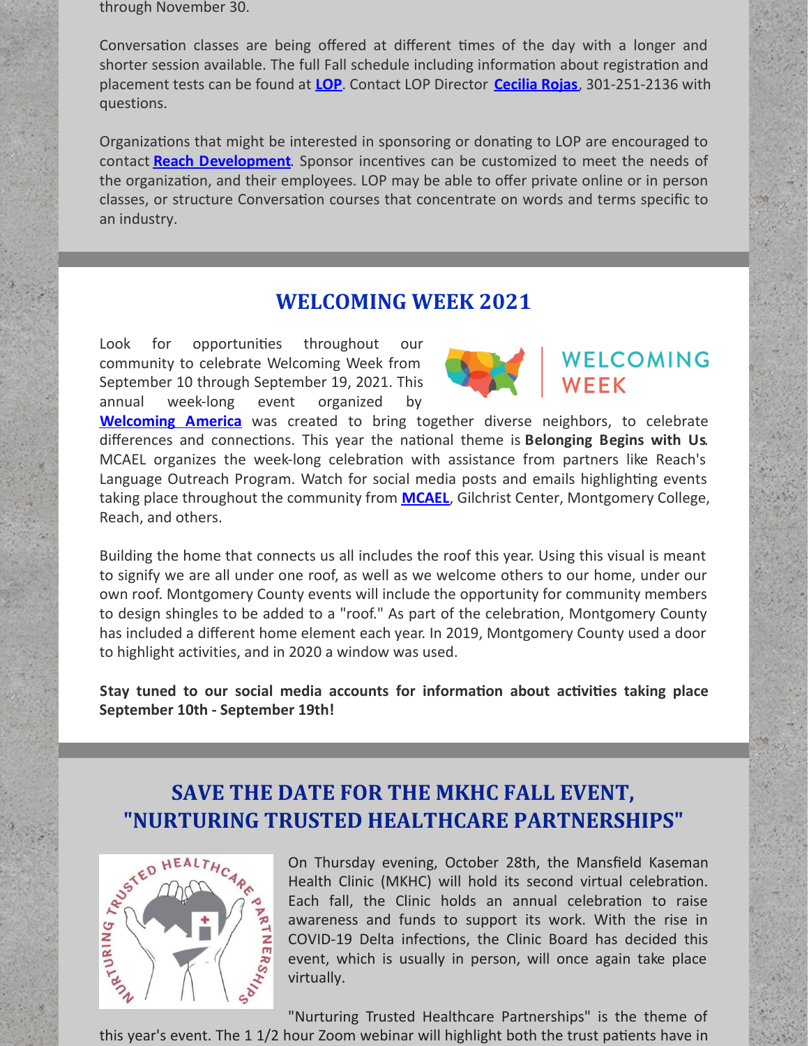through November 30.

Conversation classes are being offered at different times of the day with a longer and shorter session available. The full Fall schedule including information about registration and placement tests can be found at **LOP**. Contact LOP Director **Cecilia Rojas**, 301-251-2136 with questions.

Organizations that might be interested in sponsoring or donating to LOP are encouraged to contact **Reach Development**. Sponsor incentives can be customized to meet the needs of the organization, and their employees. LOP may be able to offer private online or in person classes, or structure Conversation courses that concentrate on words and terms specific to an industry.

## WELCOMING WEEK 2021

Look for opportunities throughout our community to celebrate Welcoming Week from September 10 through September 19, 2021. This annual week-long event organized by **Welcoming America** was created to bring together diverse neighbors, to celebrate differences and connections. This year the national theme is **Belonging Begins with Us**. MCAEL organizes the week-long celebration with assistance from partners like Reach's Language Outreach Program. Watch for social media posts and emails highlighting events taking place throughout the community from **MCAEL**, Gilchrist Center, Montgomery College, Reach, and others.

Building the home that connects us all includes the roof this year. Using this visual is meant to signify we are all under one roof, as well as we welcome others to our home, under our own roof. Montgomery County events will include the opportunity for community members to design shingles to be added to a "roof." As part of the celebration, Montgomery County has included a different home element each year. In 2019, Montgomery County used a door to highlight activities, and in 2020 a window was used.

**Stay tuned to our social media accounts for information about activities taking place September 10th - September 19th!**

## SAVE THE DATE FOR THE MKHC FALL EVENT, "NURTURING TRUSTED HEALTHCARE PARTNERSHIPS"

On Thursday evening, October 28th, the Mansfield Kaseman Health Clinic (MKHC) will hold its second virtual celebration. Each fall, the Clinic holds an annual celebration to raise awareness and funds to support its work. With the rise in COVID-19 Delta infections, the Clinic Board has decided this event, which is usually in person, will once again take place virtually.

"Nurturing Trusted Healthcare Partnerships" is the theme of this year's event. The 1 1/2 hour Zoom webinar will highlight both the trust patients have in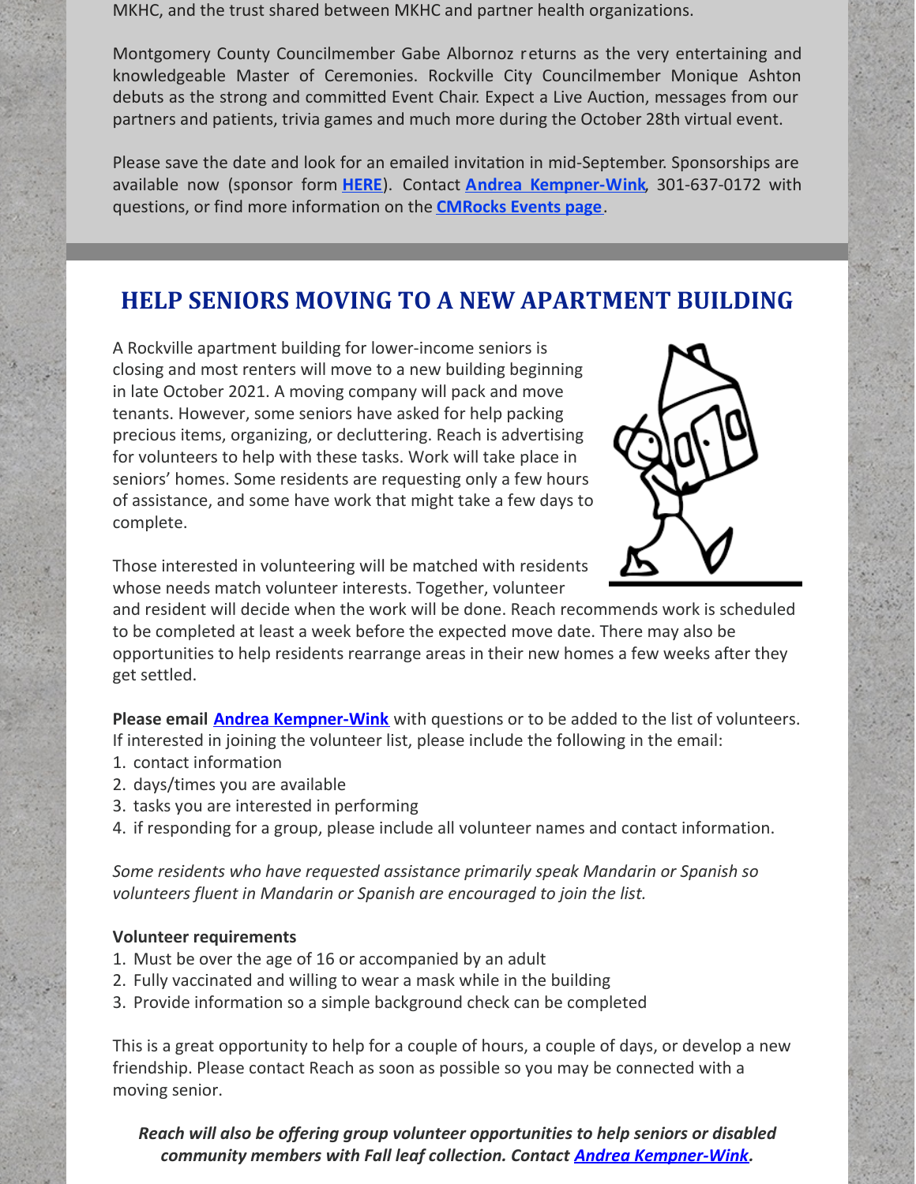MKHC, and the trust shared between MKHC and partner health organizations.

Montgomery County Councilmember Gabe Albornoz returns as the very entertaining and knowledgeable Master of Ceremonies. Rockville City Councilmember Monique Ashton debuts as the strong and committed Event Chair. Expect a Live Auction, messages from our partners and patients, trivia games and much more during the October 28th virtual event.

Please save the date and look for an emailed invitation in mid-September. Sponsorships are available now (sponsor form **HERE**). Contact **Andrea Kempner-Wink**, 301-637-0172 with questions, or find more information on the **CMRocks Events page**.

## HELP SENIORS MOVING TO A NEW APARTMENT BUILDING

A Rockville apartment building for lower-income seniors is closing and most renters will move to a new building beginning in late October 2021. A moving company will pack and move tenants. However, some seniors have asked for help packing precious items, organizing, or decluttering. Reach is advertising for volunteers to help with these tasks. Work will take place in seniors' homes. Some residents are requesting only a few hours of assistance, and some have work that might take a few days to complete.

Those interested in volunteering will be matched with residents whose needs match volunteer interests. Together, volunteer and resident will decide when the work will be done. Reach recommends work is scheduled to be completed at least a week before the expected move date. There may also be opportunities to help residents rearrange areas in their new homes a few weeks after they get settled.

**Please email Andrea Kempner-Wink** with questions or to be added to the list of volunteers. If interested in joining the volunteer list, please include the following in the email:

1. contact information
2. days/times you are available
3. tasks you are interested in performing
4. if responding for a group, please include all volunteer names and contact information.

*Some residents who have requested assistance primarily speak Mandarin or Spanish so volunteers fluent in Mandarin or Spanish are encouraged to join the list.*

**Volunteer requirements**

1. Must be over the age of 16 or accompanied by an adult
2. Fully vaccinated and willing to wear a mask while in the building
3. Provide information so a simple background check can be completed

This is a great opportunity to help for a couple of hours, a couple of days, or develop a new friendship. Please contact Reach as soon as possible so you may be connected with a moving senior.

***Reach will also be offering group volunteer opportunities to help seniors or disabled community members with Fall leaf collection. Contact Andrea Kempner-Wink.***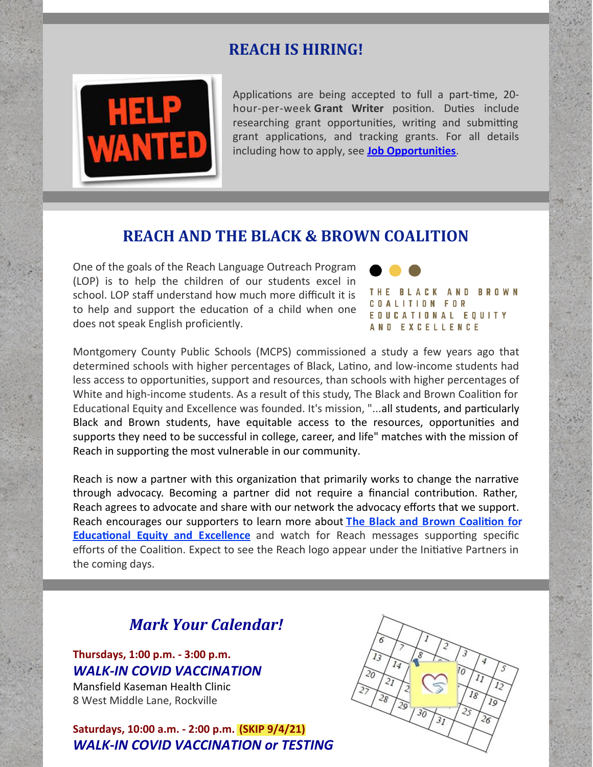## REACH IS HIRING!

Applications are being accepted to full a part-time, 20-hour-per-week **Grant Writer** position. Duties include researching grant opportunities, writing and submitting grant applications, and tracking grants. For all details including how to apply, see **Job Opportunities**.

## REACH AND THE BLACK & BROWN COALITION

THE BLACK AND BROWN COALITION FOR EDUCATIONAL EQUITY AND EXCELLENCE

One of the goals of the Reach Language Outreach Program (LOP) is to help the children of our students excel in school. LOP staff understand how much more difficult it is to help and support the education of a child when one does not speak English proficiently.

Montgomery County Public Schools (MCPS) commissioned a study a few years ago that determined schools with higher percentages of Black, Latino, and low-income students had less access to opportunities, support and resources, than schools with higher percentages of White and high-income students. As a result of this study, The Black and Brown Coalition for Educational Equity and Excellence was founded. It's mission, "...all students, and particularly Black and Brown students, have equitable access to the resources, opportunities and supports they need to be successful in college, career, and life" matches with the mission of Reach in supporting the most vulnerable in our community.

Reach is now a partner with this organization that primarily works to change the narrative through advocacy. Becoming a partner did not require a financial contribution. Rather, Reach agrees to advocate and share with our network the advocacy efforts that we support. Reach encourages our supporters to learn more about **The Black and Brown Coalition for Educational Equity and Excellence** and watch for Reach messages supporting specific efforts of the Coalition. Expect to see the Reach logo appear under the Initiative Partners in the coming days.

## *Mark Your Calendar!*

**Thursdays, 1:00 p.m. - 3:00 p.m.**
***WALK-IN COVID VACCINATION***
Mansfield Kaseman Health Clinic
8 West Middle Lane, Rockville

**Saturdays, 10:00 a.m. - 2:00 p.m. (SKIP 9/4/21)**
***WALK-IN COVID VACCINATION or TESTING***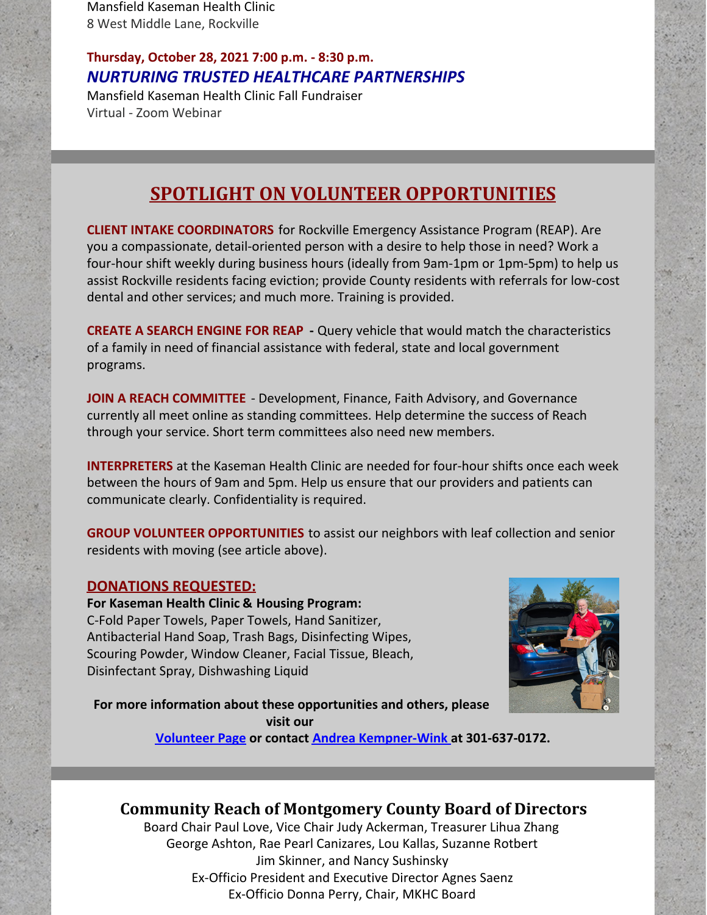Mansfield Kaseman Health Clinic
8 West Middle Lane, Rockville

**Thursday, October 28, 2021 7:00 p.m. - 8:30 p.m.**
***NURTURING TRUSTED HEALTHCARE PARTNERSHIPS***
Mansfield Kaseman Health Clinic Fall Fundraiser
Virtual - Zoom Webinar

## SPOTLIGHT ON VOLUNTEER OPPORTUNITIES

**CLIENT INTAKE COORDINATORS** for Rockville Emergency Assistance Program (REAP). Are you a compassionate, detail-oriented person with a desire to help those in need? Work a four-hour shift weekly during business hours (ideally from 9am-1pm or 1pm-5pm) to help us assist Rockville residents facing eviction; provide County residents with referrals for low-cost dental and other services; and much more. Training is provided.

**CREATE A SEARCH ENGINE FOR REAP -** Query vehicle that would match the characteristics of a family in need of financial assistance with federal, state and local government programs.

**JOIN A REACH COMMITTEE** - Development, Finance, Faith Advisory, and Governance currently all meet online as standing committees. Help determine the success of Reach through your service. Short term committees also need new members.

**INTERPRETERS** at the Kaseman Health Clinic are needed for four-hour shifts once each week between the hours of 9am and 5pm. Help us ensure that our providers and patients can communicate clearly. Confidentiality is required.

**GROUP VOLUNTEER OPPORTUNITIES** to assist our neighbors with leaf collection and senior residents with moving (see article above).

### DONATIONS REQUESTED:

**For Kaseman Health Clinic & Housing Program:**
C-Fold Paper Towels, Paper Towels, Hand Sanitizer, Antibacterial Hand Soap, Trash Bags, Disinfecting Wipes, Scouring Powder, Window Cleaner, Facial Tissue, Bleach, Disinfectant Spray, Dishwashing Liquid

**For more information about these opportunities and others, please visit our Volunteer Page or contact Andrea Kempner-Wink at 301-637-0172.**

## Community Reach of Montgomery County Board of Directors

Board Chair Paul Love, Vice Chair Judy Ackerman, Treasurer Lihua Zhang
George Ashton, Rae Pearl Canizares, Lou Kallas, Suzanne Rotbert
Jim Skinner, and Nancy Sushinsky
Ex-Officio President and Executive Director Agnes Saenz
Ex-Officio Donna Perry, Chair, MKHC Board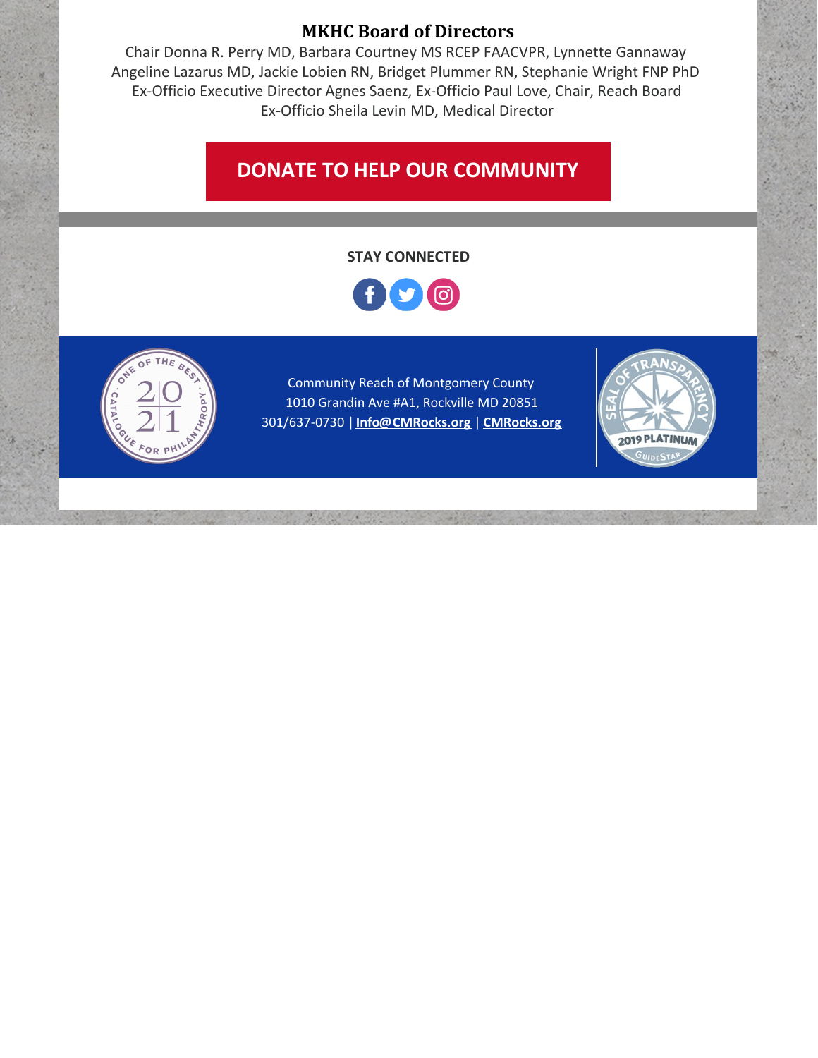## MKHC Board of Directors

Chair Donna R. Perry MD, Barbara Courtney MS RCEP FAACVPR, Lynnette Gannaway
Angeline Lazarus MD, Jackie Lobien RN, Bridget Plummer RN, Stephanie Wright FNP PhD
Ex-Officio Executive Director Agnes Saenz, Ex-Officio Paul Love, Chair, Reach Board
Ex-Officio Sheila Levin MD, Medical Director

**DONATE TO HELP OUR COMMUNITY**

**STAY CONNECTED**

Community Reach of Montgomery County
1010 Grandin Ave #A1, Rockville MD 20851
301/637-0730 | **Info@CMRocks.org** | **CMRocks.org**